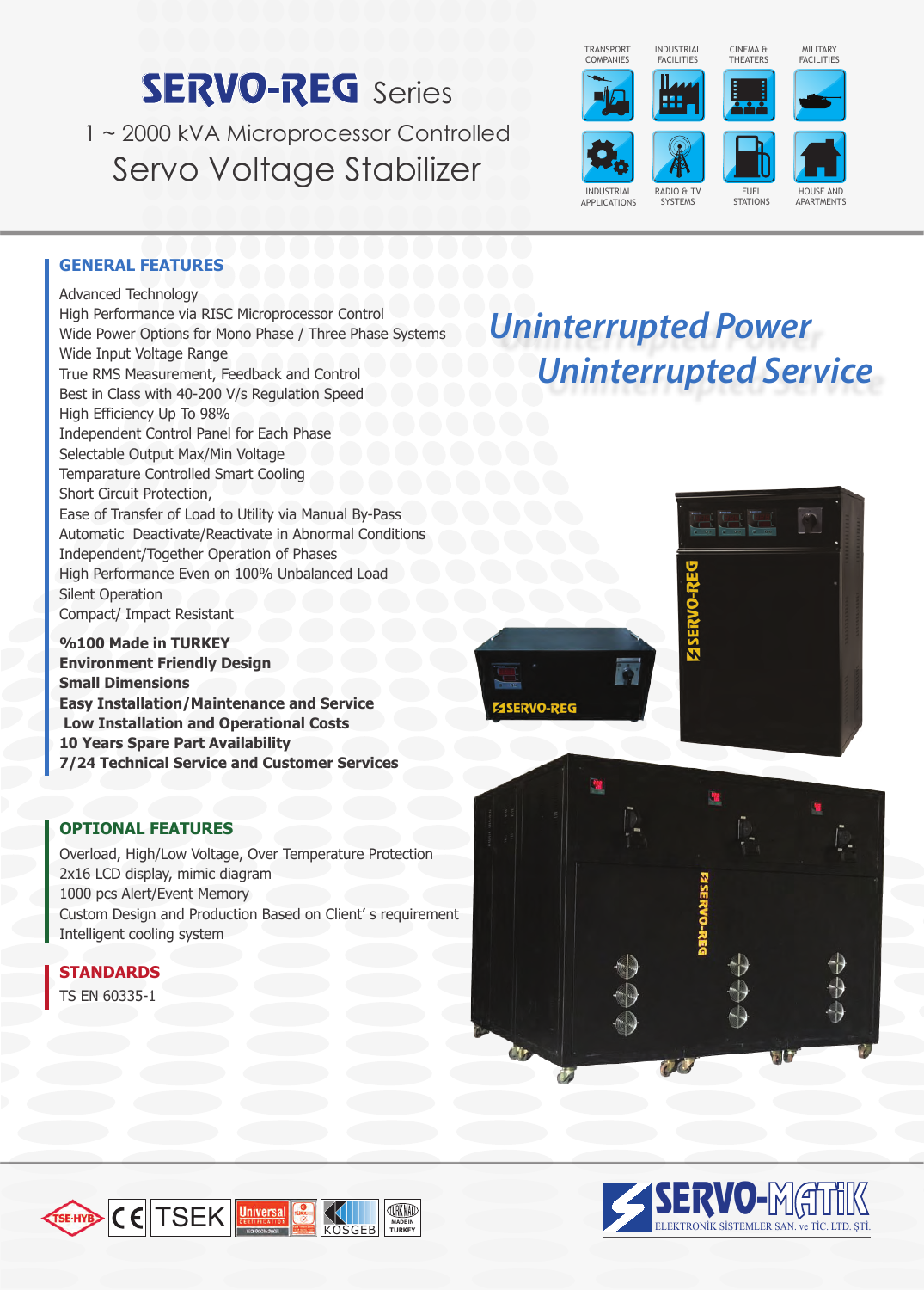# SERVO-REG Series

1 ~ 2000 kVA Microprocessor Controlled

## Servo Voltage Stabilizer

TRANSPORT COMPANIES | INDUSTRIAL FACILITIES | CINEMA & THEATERS | MILITARY FACILITIES | INDUSTRIAL APPLICATIONS | RADIO & TV SYSTEMS | FUEL STATIONS | HOUSE AND APARTMENTS

## GENERAL FEATURES

Advanced Technology
High Performance via RISC Microprocessor Control
Wide Power Options for Mono Phase / Three Phase Systems
Wide Input Voltage Range
True RMS Measurement, Feedback and Control
Best in Class with 40-200 V/s Regulation Speed
High Efficiency Up To 98%
Independent Control Panel for Each Phase
Selectable Output Max/Min Voltage
Temparature Controlled Smart Cooling
Short Circuit Protection,
Ease of Transfer of Load to Utility via Manual By-Pass
Automatic Deactivate/Reactivate in Abnormal Conditions
Independent/Together Operation of Phases
High Performance Even on 100% Unbalanced Load
Silent Operation
Compact/ Impact Resistant

**%100 Made in TURKEY**
**Environment Friendly Design**
**Small Dimensions**
**Easy Installation/Maintenance and Service**
**Low Installation and Operational Costs**
**10 Years Spare Part Availability**
**7/24 Technical Service and Customer Services**

*Uninterrupted Power*
*Uninterrupted Service*

## OPTIONAL FEATURES

Overload, High/Low Voltage, Over Temperature Protection
2x16 LCD display, mimic diagram
1000 pcs Alert/Event Memory
Custom Design and Production Based on Client' s requirement
Intelligent cooling system

## STANDARDS

TS EN 60335-1

TSE-HYB | CE | TSEK | Universal Certification | KOSGEB | TÜRK MALI MADE IN TURKEY

SERVO-MATİK ELEKTRONİK SİSTEMLER SAN. ve TİC. LTD. ŞTİ.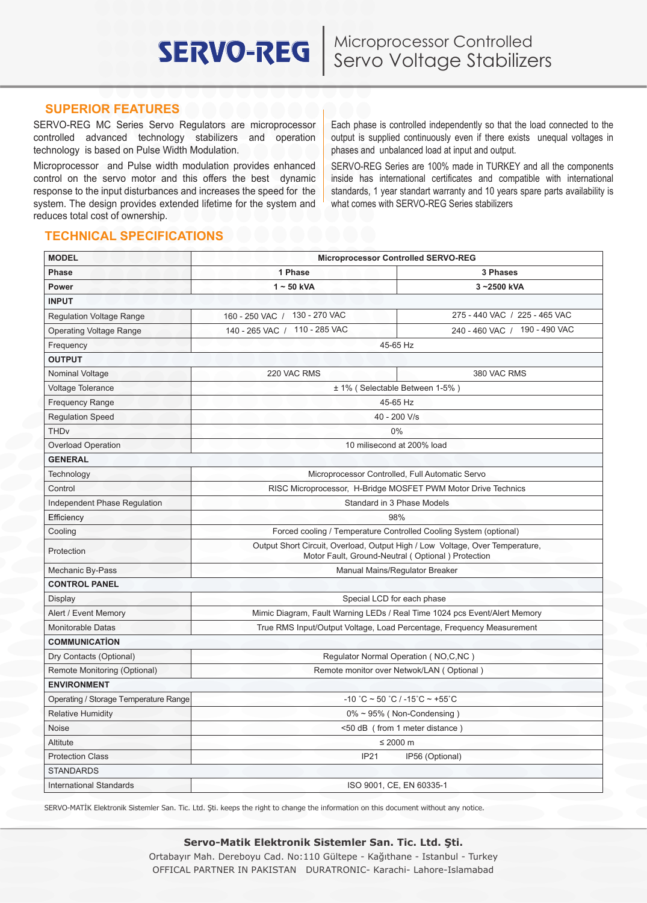# SERVO-REG

Microprocessor Controlled
Servo Voltage Stabilizers

## SUPERIOR FEATURES

SERVO-REG MC Series Servo Regulators are microprocessor controlled advanced technology stabilizers and operation technology is based on Pulse Width Modulation.

Microprocessor and Pulse width modulation provides enhanced control on the servo motor and this offers the best dynamic response to the input disturbances and increases the speed for the system. The design provides extended lifetime for the system and reduces total cost of ownership.

Each phase is controlled independently so that the load connected to the output is supplied continuously even if there exists unequal voltages in phases and unbalanced load at input and output.

SERVO-REG Series are 100% made in TURKEY and all the components inside has international certificates and compatible with international standards, 1 year standart warranty and 10 years spare parts availability is what comes with SERVO-REG Series stabilizers

## TECHNICAL SPECIFICATIONS

| **MODEL** | **Microprocessor Controlled SERVO-REG** | |
|---|---|---|
| **Phase** | **1 Phase** | **3 Phases** |
| **Power** | **1 ~ 50 kVA** | **3 ~2500 kVA** |
| **INPUT** | | |
| Regulation Voltage Range | 160 - 250 VAC / 130 - 270 VAC | 275 - 440 VAC / 225 - 465 VAC |
| Operating Voltage Range | 140 - 265 VAC / 110 - 285 VAC | 240 - 460 VAC / 190 - 490 VAC |
| Frequency | 45-65 Hz | |
| **OUTPUT** | | |
| Nominal Voltage | 220 VAC RMS | 380 VAC RMS |
| Voltage Tolerance | ± 1% ( Selectable Between 1-5% ) | |
| Frequency Range | 45-65 Hz | |
| Regulation Speed | 40 - 200 V/s | |
| THDv | 0% | |
| Overload Operation | 10 milisecond at 200% load | |
| **GENERAL** | | |
| Technology | Microprocessor Controlled, Full Automatic Servo | |
| Control | RISC Microprocessor, H-Bridge MOSFET PWM Motor Drive Technics | |
| Independent Phase Regulation | Standard in 3 Phase Models | |
| Efficiency | 98% | |
| Cooling | Forced cooling / Temperature Controlled Cooling System (optional) | |
| Protection | Output Short Circuit, Overload, Output High / Low Voltage, Over Temperature, Motor Fault, Ground-Neutral ( Optional ) Protection | |
| Mechanic By-Pass | Manual Mains/Regulator Breaker | |
| **CONTROL PANEL** | | |
| Display | Special LCD for each phase | |
| Alert / Event Memory | Mimic Diagram, Fault Warning LEDs / Real Time 1024 pcs Event/Alert Memory | |
| Monitorable Datas | True RMS Input/Output Voltage, Load Percentage, Frequency Measurement | |
| **COMMUNICATİON** | | |
| Dry Contacts (Optional) | Regulator Normal Operation ( NO,C,NC ) | |
| Remote Monitoring (Optional) | Remote monitor over Netwok/LAN ( Optional ) | |
| **ENVIRONMENT** | | |
| Operating / Storage Temperature Range | -10 ˚C ~ 50 ˚C / -15˚C ~ +55˚C | |
| Relative Humidity | 0% ~ 95% ( Non-Condensing ) | |
| Noise | <50 dB ( from 1 meter distance ) | |
| Altitute | ≤ 2000 m | |
| Protection Class | IP21 IP56 (Optional) | |
| STANDARDS | | |
| International Standards | ISO 9001, CE, EN 60335-1 | |

SERVO-MATİK Elektronik Sistemler San. Tic. Ltd. Şti. keeps the right to change the information on this document without any notice.

**Servo-Matik Elektronik Sistemler San. Tic. Ltd. Şti.**
Ortabayır Mah. Dereboyu Cad. No:110 Gültepe - Kağıthane - Istanbul - Turkey
OFFICAL PARTNER IN PAKISTAN DURATRONIC- Karachi- Lahore-Islamabad